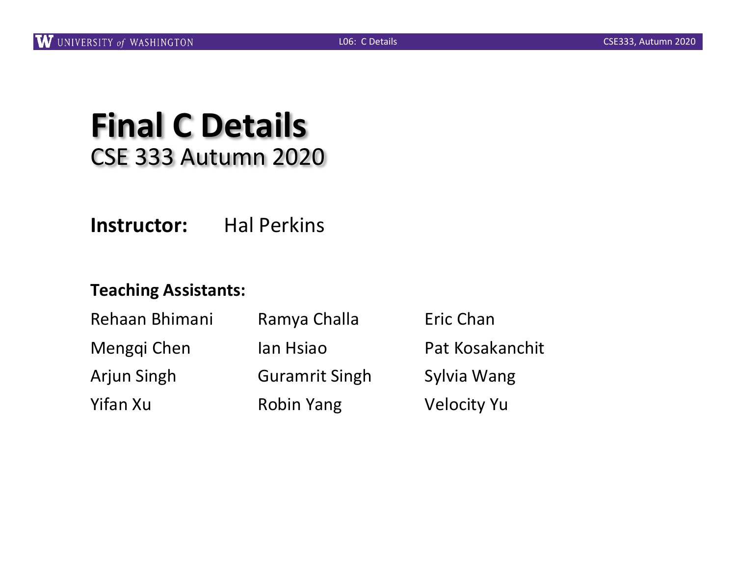# Final C Details

## CSE 333 Autumn 2020

**Instructor:** Hal Perkins

**Teaching Assistants:**

| | | |
|---|---|---|
| Rehaan Bhimani | Ramya Challa | Eric Chan |
| Mengqi Chen | Ian Hsiao | Pat Kosakanchit |
| Arjun Singh | Guramrit Singh | Sylvia Wang |
| Yifan Xu | Robin Yang | Velocity Yu |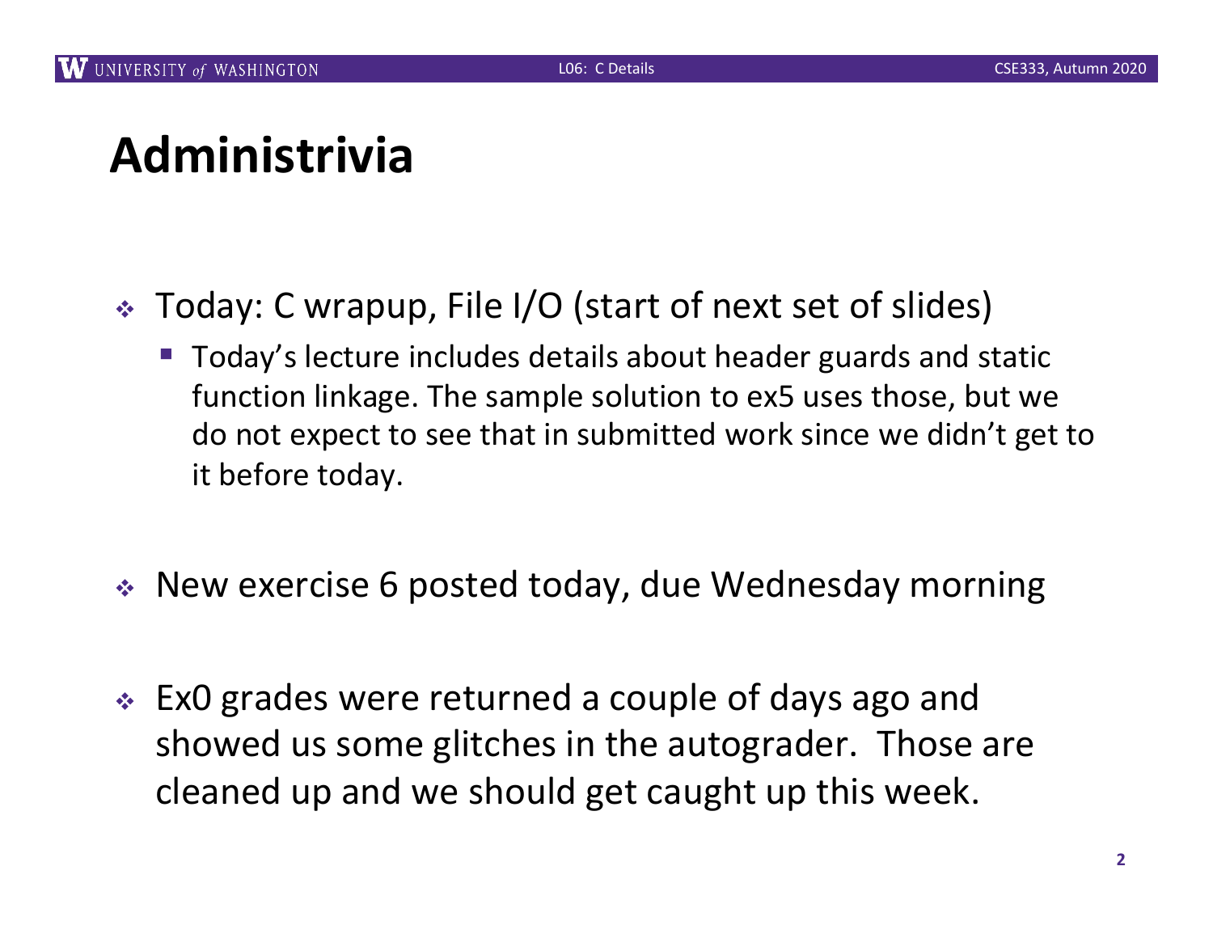# Administrivia

- Today: C wrapup, File I/O (start of next set of slides)
  - Today's lecture includes details about header guards and static function linkage. The sample solution to ex5 uses those, but we do not expect to see that in submitted work since we didn't get to it before today.

- New exercise 6 posted today, due Wednesday morning

- Ex0 grades were returned a couple of days ago and showed us some glitches in the autograder. Those are cleaned up and we should get caught up this week.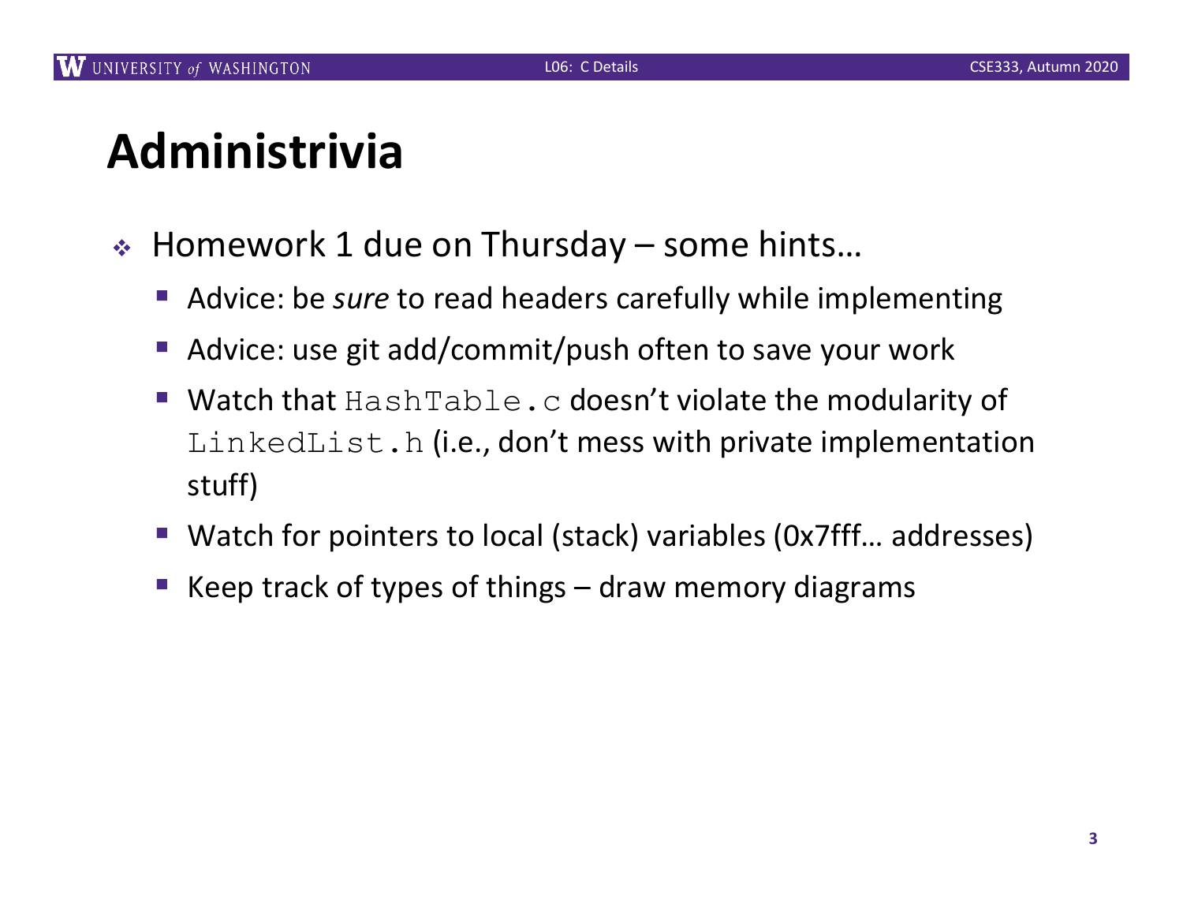# Administrivia

- Homework 1 due on Thursday – some hints…
  - Advice: be *sure* to read headers carefully while implementing
  - Advice: use git add/commit/push often to save your work
  - Watch that `HashTable.c` doesn't violate the modularity of `LinkedList.h` (i.e., don't mess with private implementation stuff)
  - Watch for pointers to local (stack) variables (0x7fff… addresses)
  - Keep track of types of things – draw memory diagrams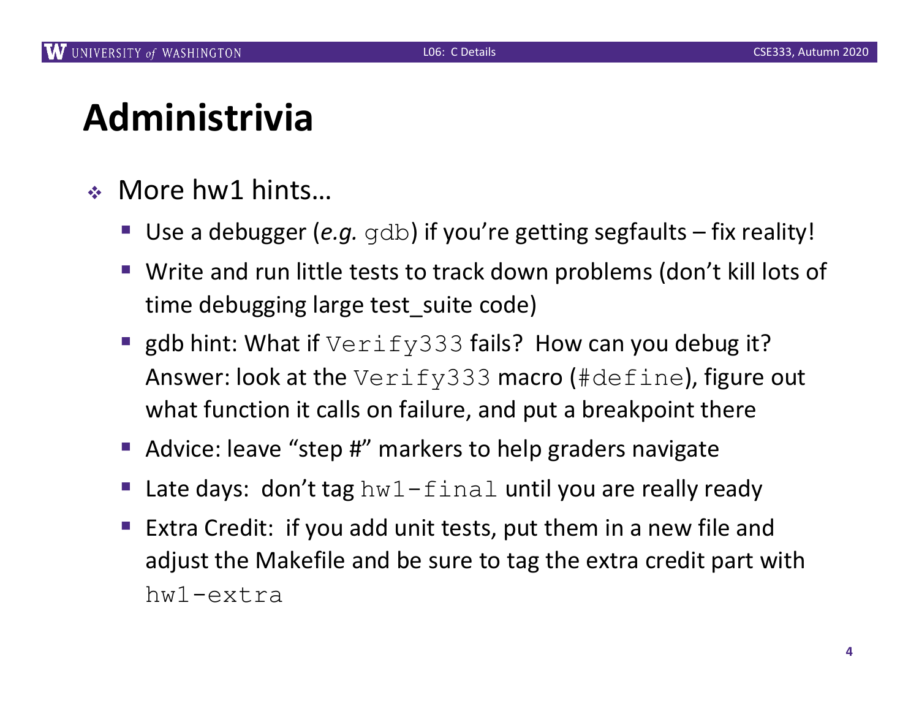# Administrivia

- More hw1 hints…
  - Use a debugger (*e.g.* `gdb`) if you're getting segfaults – fix reality!
  - Write and run little tests to track down problems (don't kill lots of time debugging large test_suite code)
  - gdb hint: What if `Verify333` fails? How can you debug it? Answer: look at the `Verify333` macro (`#define`), figure out what function it calls on failure, and put a breakpoint there
  - Advice: leave "step #" markers to help graders navigate
  - Late days: don't tag `hw1-final` until you are really ready
  - Extra Credit: if you add unit tests, put them in a new file and adjust the Makefile and be sure to tag the extra credit part with `hw1-extra`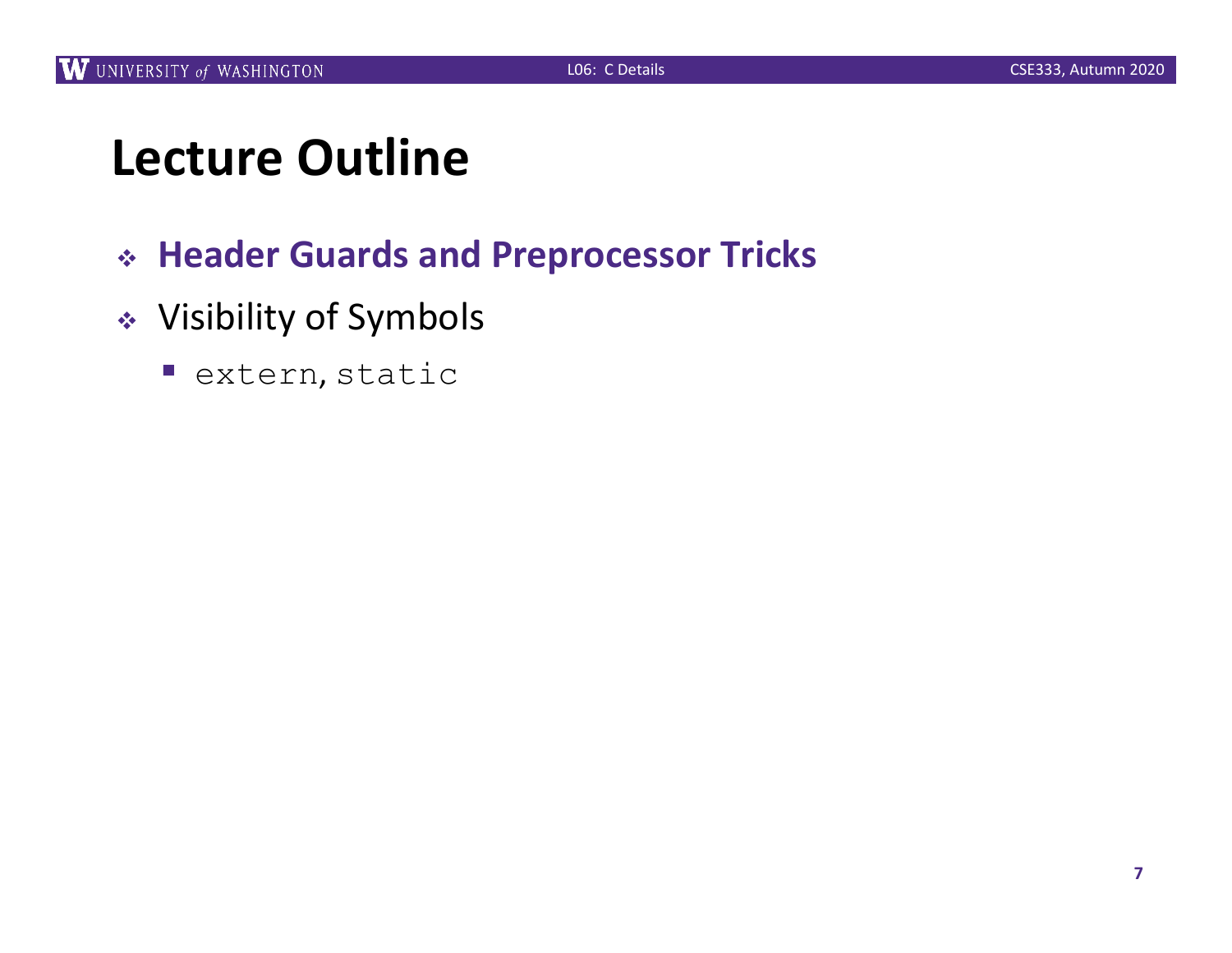# Lecture Outline

- **Header Guards and Preprocessor Tricks**
- Visibility of Symbols
  - `extern`, `static`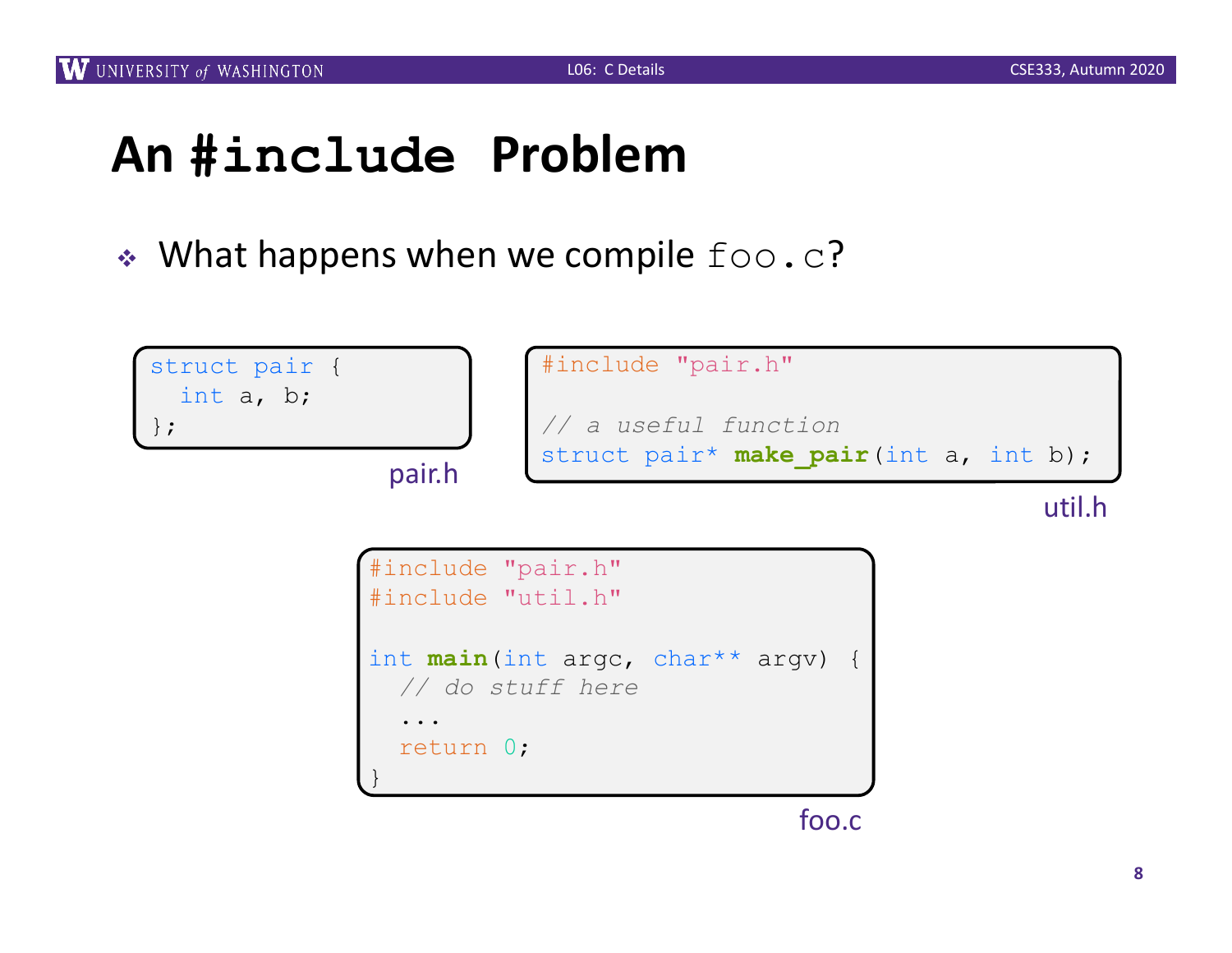# An `#include` Problem

- What happens when we compile `foo.c`?

```c
struct pair {
  int a, b;
};
```

pair.h

```c
#include "pair.h"

// a useful function
struct pair* make_pair(int a, int b);
```

util.h

```c
#include "pair.h"
#include "util.h"

int main(int argc, char** argv) {
  // do stuff here
  ...
  return 0;
}
```

foo.c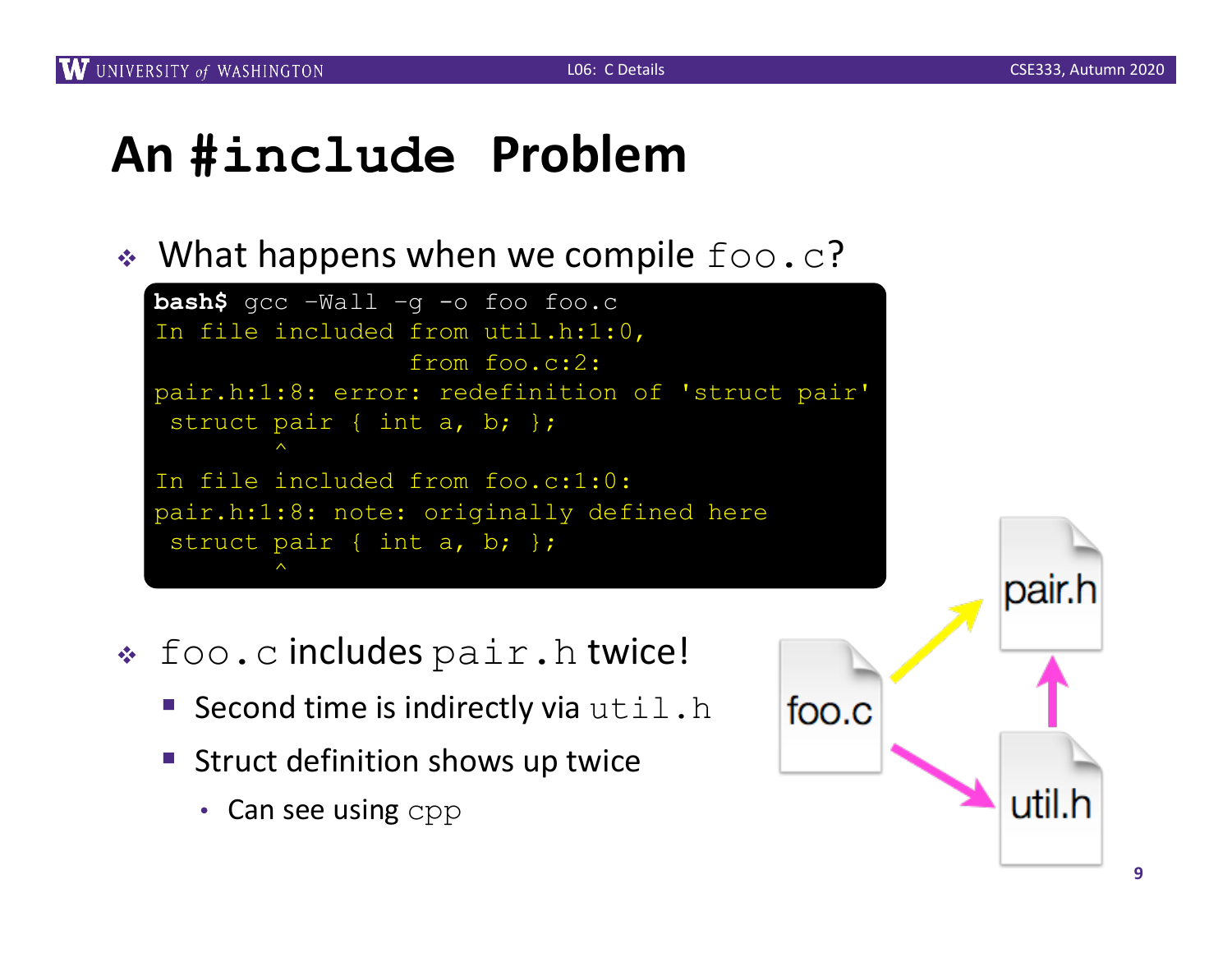# An `#include` Problem

- What happens when we compile `foo.c`?

```
bash$ gcc -Wall -g -o foo foo.c
In file included from util.h:1:0,
                 from foo.c:2:
pair.h:1:8: error: redefinition of 'struct pair'
 struct pair { int a, b; };
        ^
In file included from foo.c:1:0:
pair.h:1:8: note: originally defined here
 struct pair { int a, b; };
        ^
```

- `foo.c` includes `pair.h` twice!
  - Second time is indirectly via `util.h`
  - Struct definition shows up twice
    - Can see using `cpp`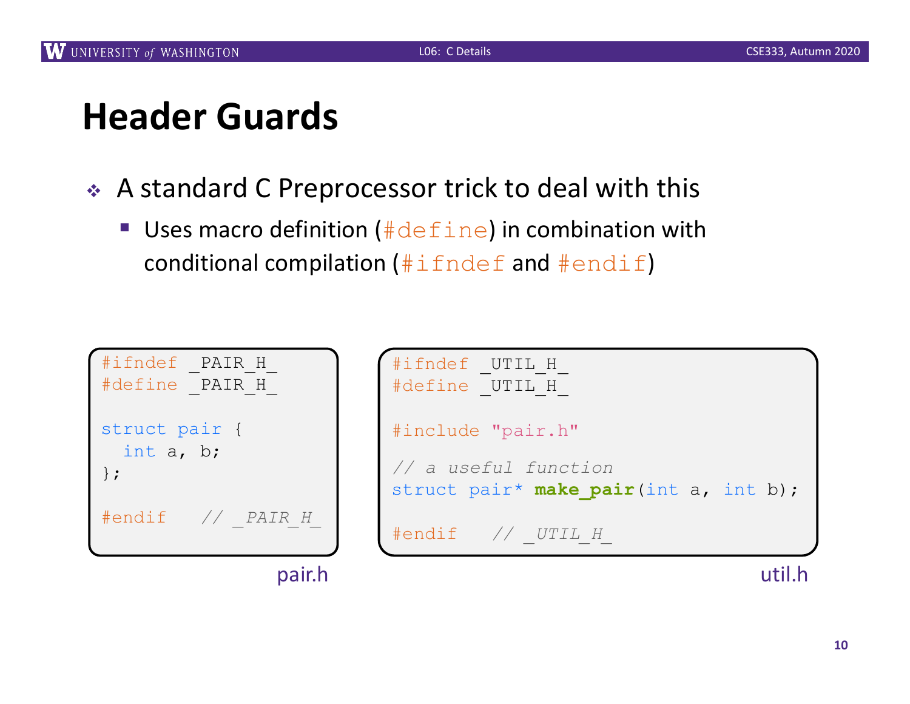# Header Guards

- A standard C Preprocessor trick to deal with this
  - Uses macro definition (`#define`) in combination with conditional compilation (`#ifndef` and `#endif`)

```c
#ifndef _PAIR_H_
#define _PAIR_H_

struct pair {
  int a, b;
};

#endif   // _PAIR_H_
```

pair.h

```c
#ifndef _UTIL_H_
#define _UTIL_H_

#include "pair.h"

// a useful function
struct pair* make_pair(int a, int b);

#endif   // _UTIL_H_
```

util.h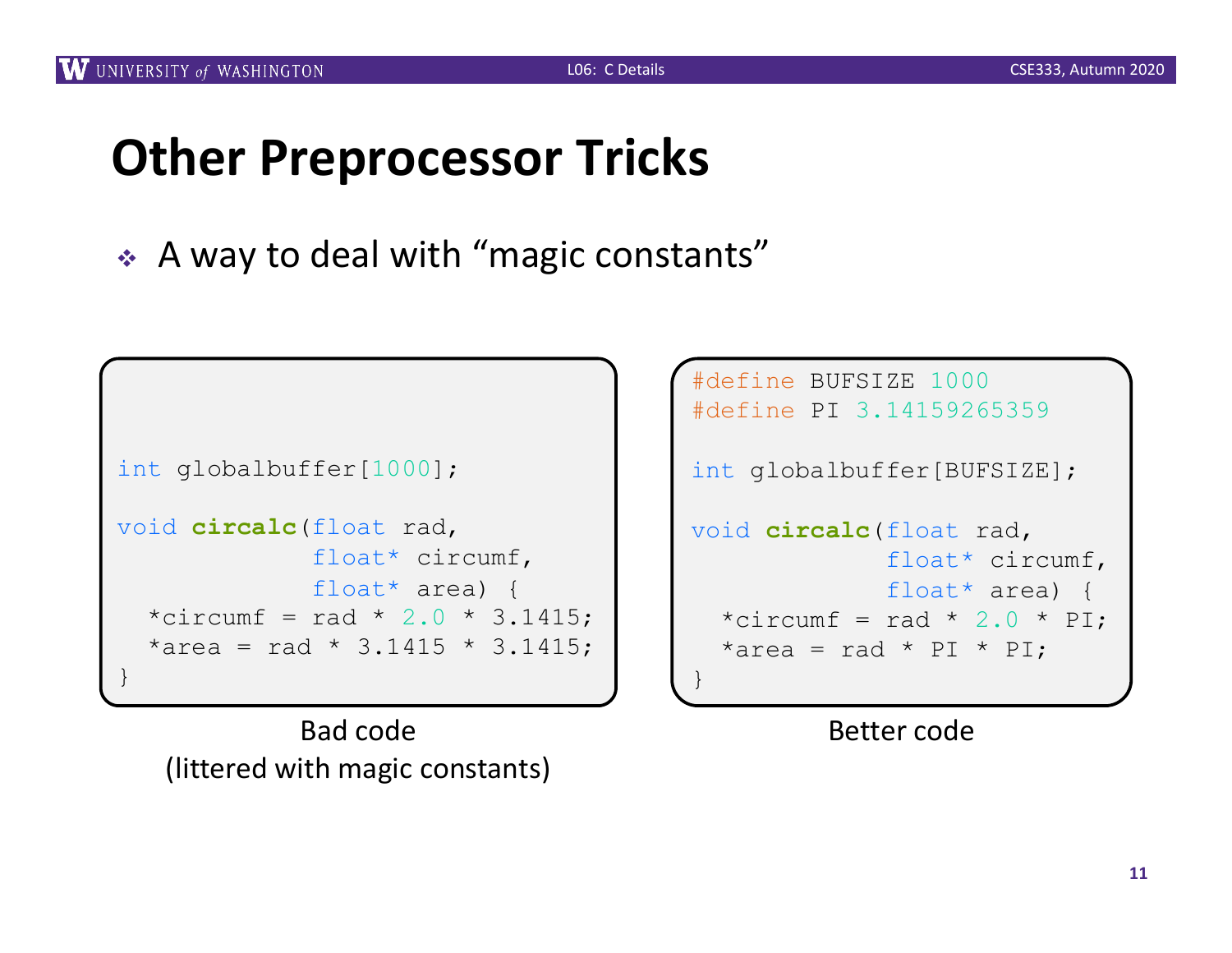# Other Preprocessor Tricks

- A way to deal with "magic constants"

```c
int globalbuffer[1000];

void circalc(float rad,
             float* circumf,
             float* area) {
  *circumf = rad * 2.0 * 3.1415;
  *area = rad * 3.1415 * 3.1415;
}
```

Bad code
(littered with magic constants)

```c
#define BUFSIZE 1000
#define PI 3.14159265359

int globalbuffer[BUFSIZE];

void circalc(float rad,
             float* circumf,
             float* area) {
  *circumf = rad * 2.0 * PI;
  *area = rad * PI * PI;
}
```

Better code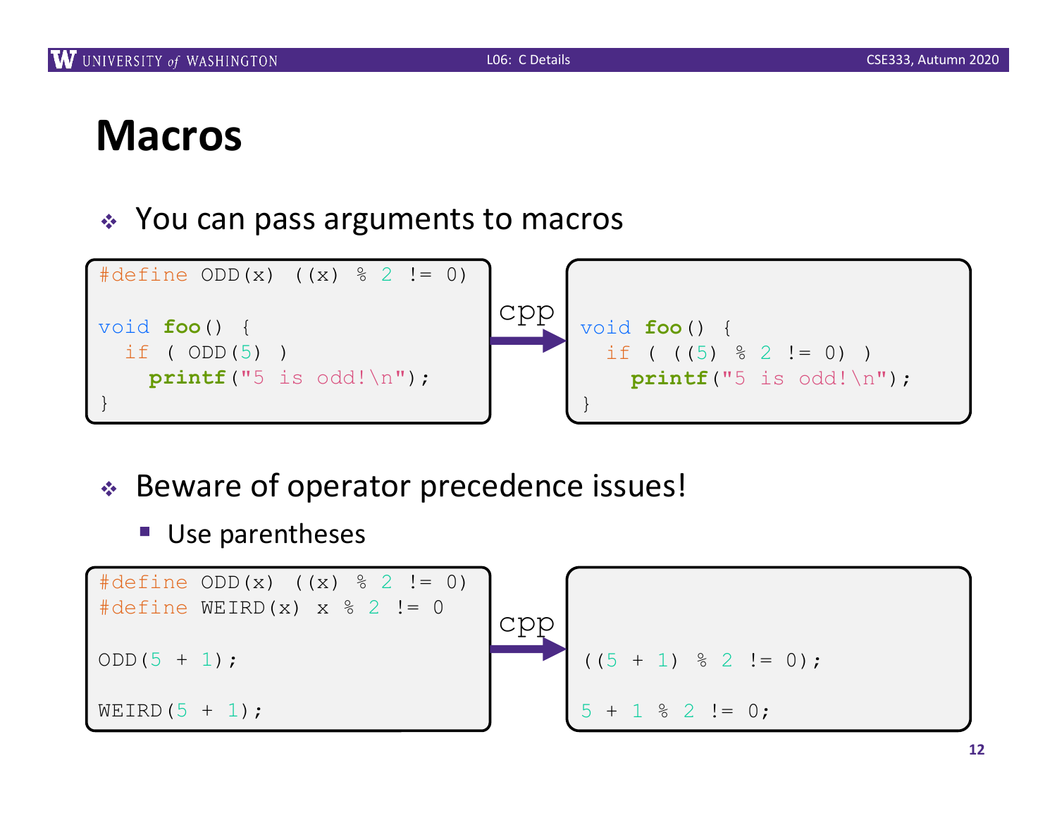# Macros

- You can pass arguments to macros

```c
#define ODD(x)  ((x) % 2 != 0)

void foo() {
  if ( ODD(5) )
    printf("5 is odd!\n");
}
```

cpp →

```c
void foo() {
  if ( ((5) % 2 != 0) )
    printf("5 is odd!\n");
}
```

- Beware of operator precedence issues!
  - Use parentheses

```c
#define ODD(x)  ((x) % 2 != 0)
#define WEIRD(x)  x % 2 != 0

ODD(5 + 1);

WEIRD(5 + 1);
```

cpp →

```c
((5 + 1) % 2 != 0);

5 + 1 % 2 != 0;
```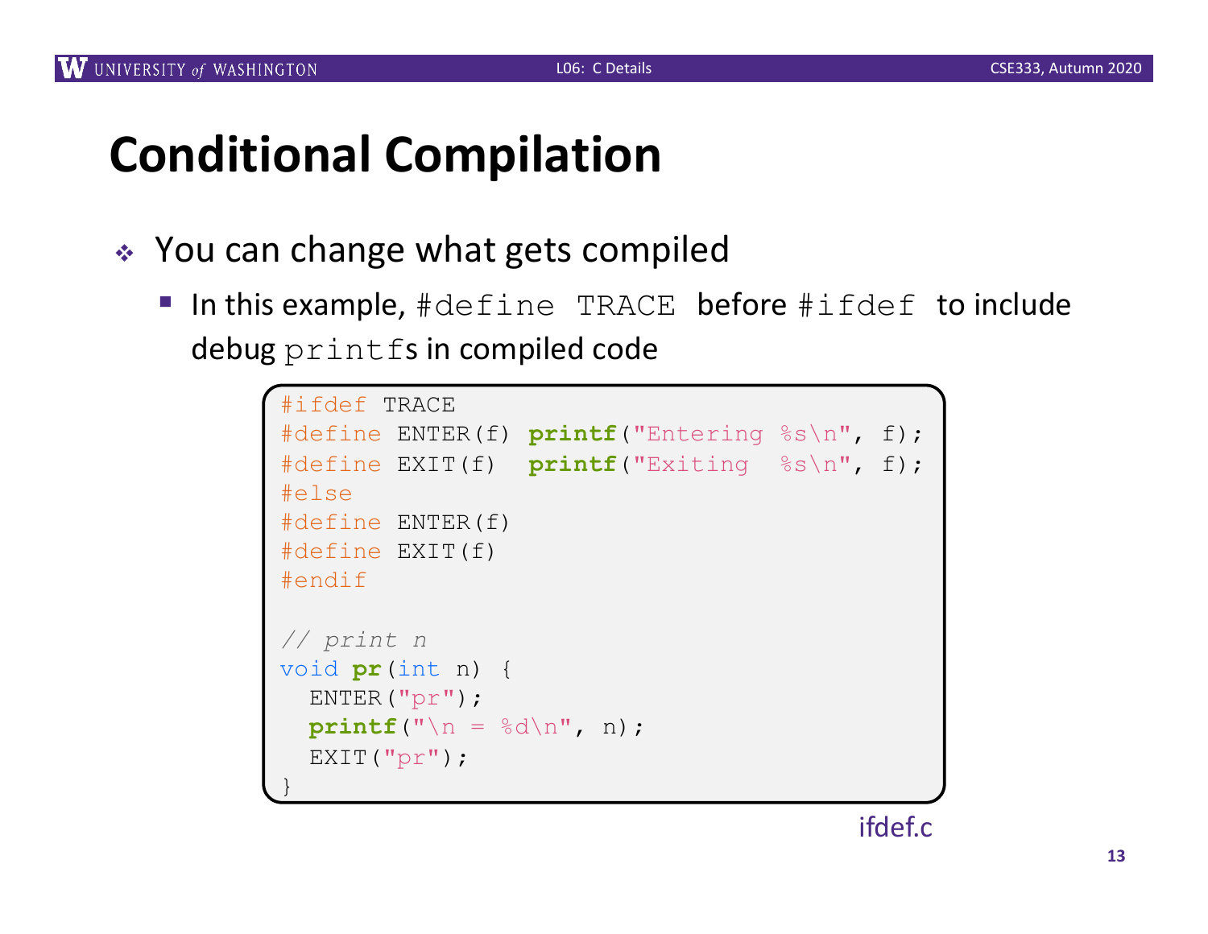# Conditional Compilation

- You can change what gets compiled
  - In this example, `#define TRACE` before `#ifdef` to include debug `printf`s in compiled code

```c
#ifdef TRACE
#define ENTER(f) printf("Entering %s\n", f);
#define EXIT(f)  printf("Exiting  %s\n", f);
#else
#define ENTER(f)
#define EXIT(f)
#endif

// print n
void pr(int n) {
  ENTER("pr");
  printf("\n = %d\n", n);
  EXIT("pr");
}
```

ifdef.c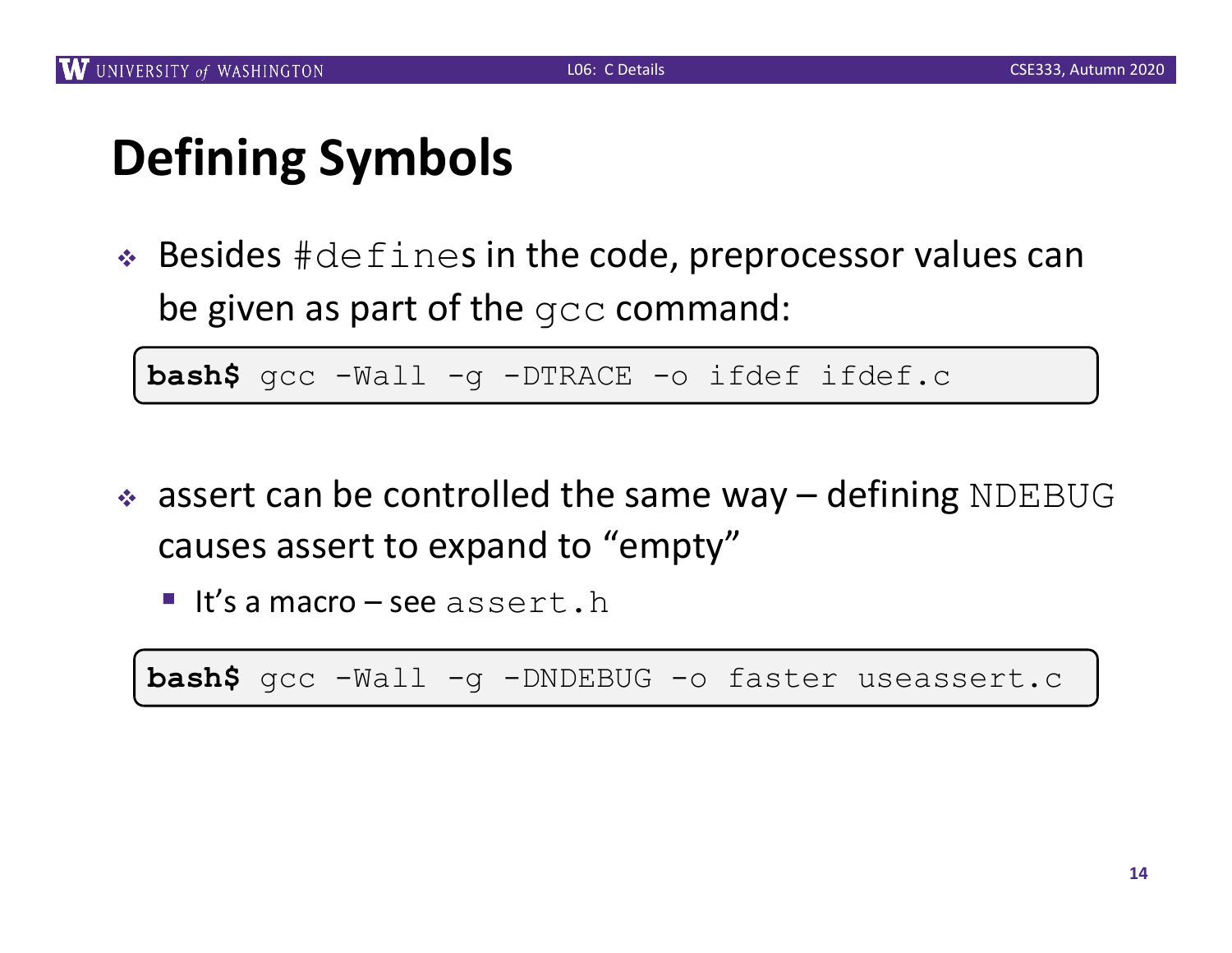# Defining Symbols

- Besides `#define`s in the code, preprocessor values can be given as part of the `gcc` command:

```
bash$ gcc -Wall -g -DTRACE -o ifdef ifdef.c
```

- assert can be controlled the same way – defining `NDEBUG` causes assert to expand to "empty"
  - It's a macro – see `assert.h`

```
bash$ gcc -Wall -g -DNDEBUG -o faster useassert.c
```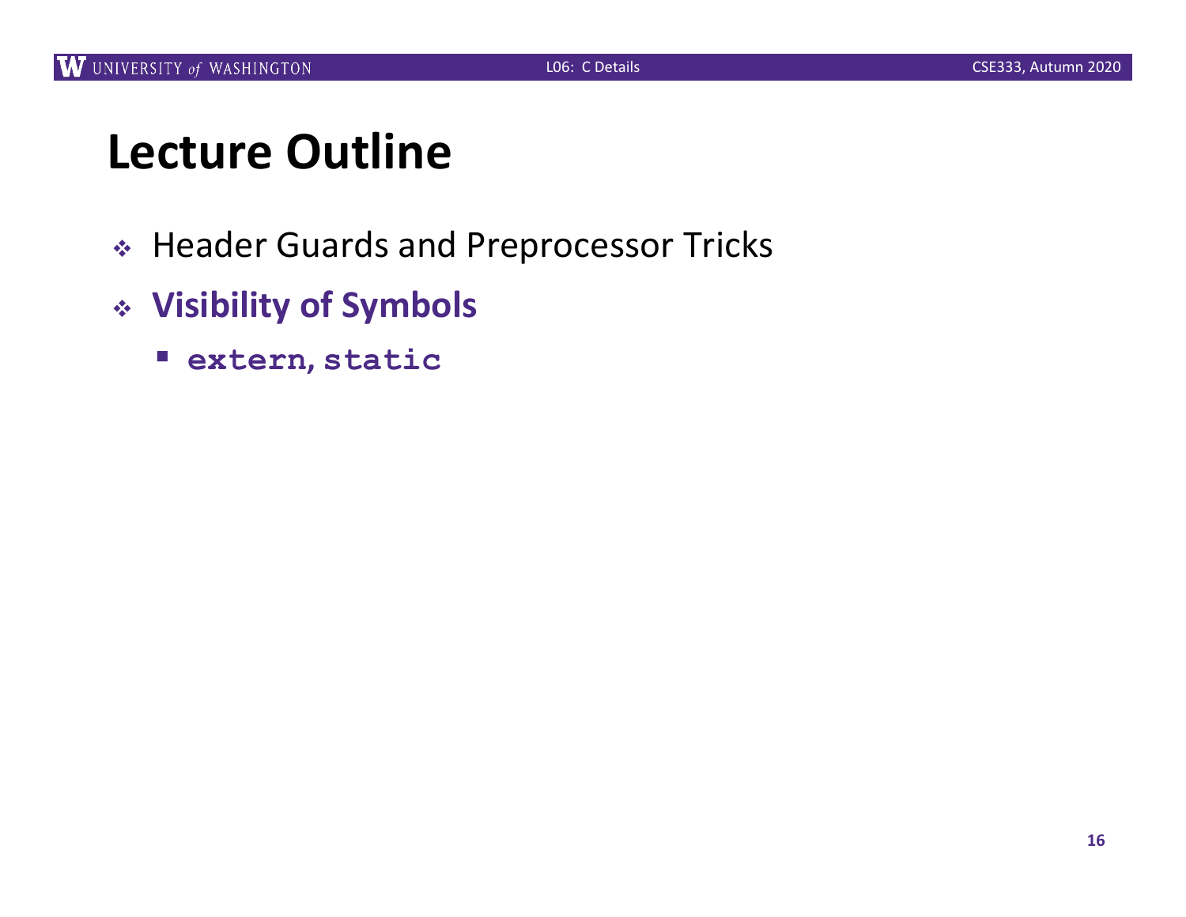# Lecture Outline

- Header Guards and Preprocessor Tricks
- **Visibility of Symbols**
  - **`extern`, `static`**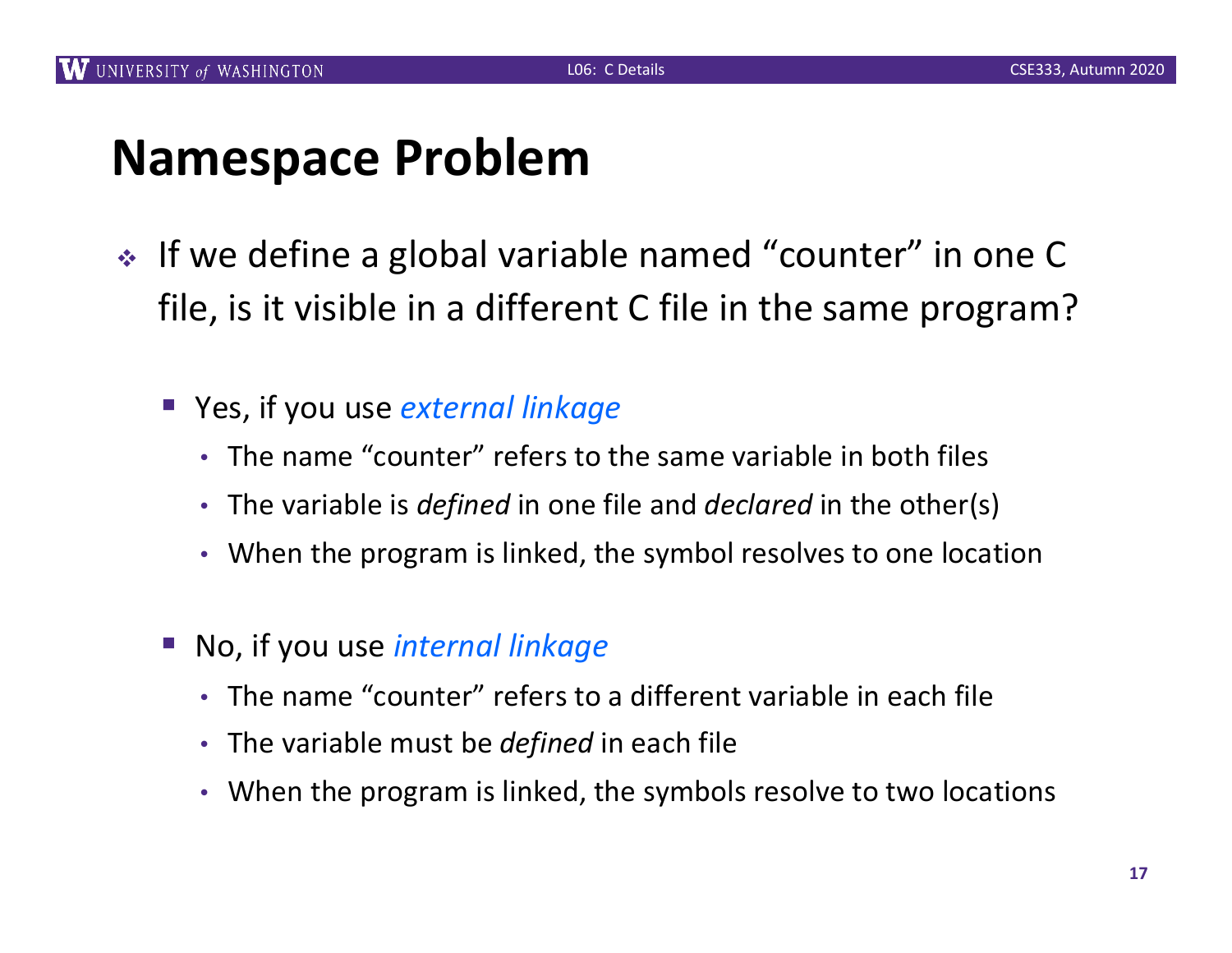# Namespace Problem

- If we define a global variable named "counter" in one C file, is it visible in a different C file in the same program?
  - Yes, if you use *external linkage*
    - The name "counter" refers to the same variable in both files
    - The variable is *defined* in one file and *declared* in the other(s)
    - When the program is linked, the symbol resolves to one location
  - No, if you use *internal linkage*
    - The name "counter" refers to a different variable in each file
    - The variable must be *defined* in each file
    - When the program is linked, the symbols resolve to two locations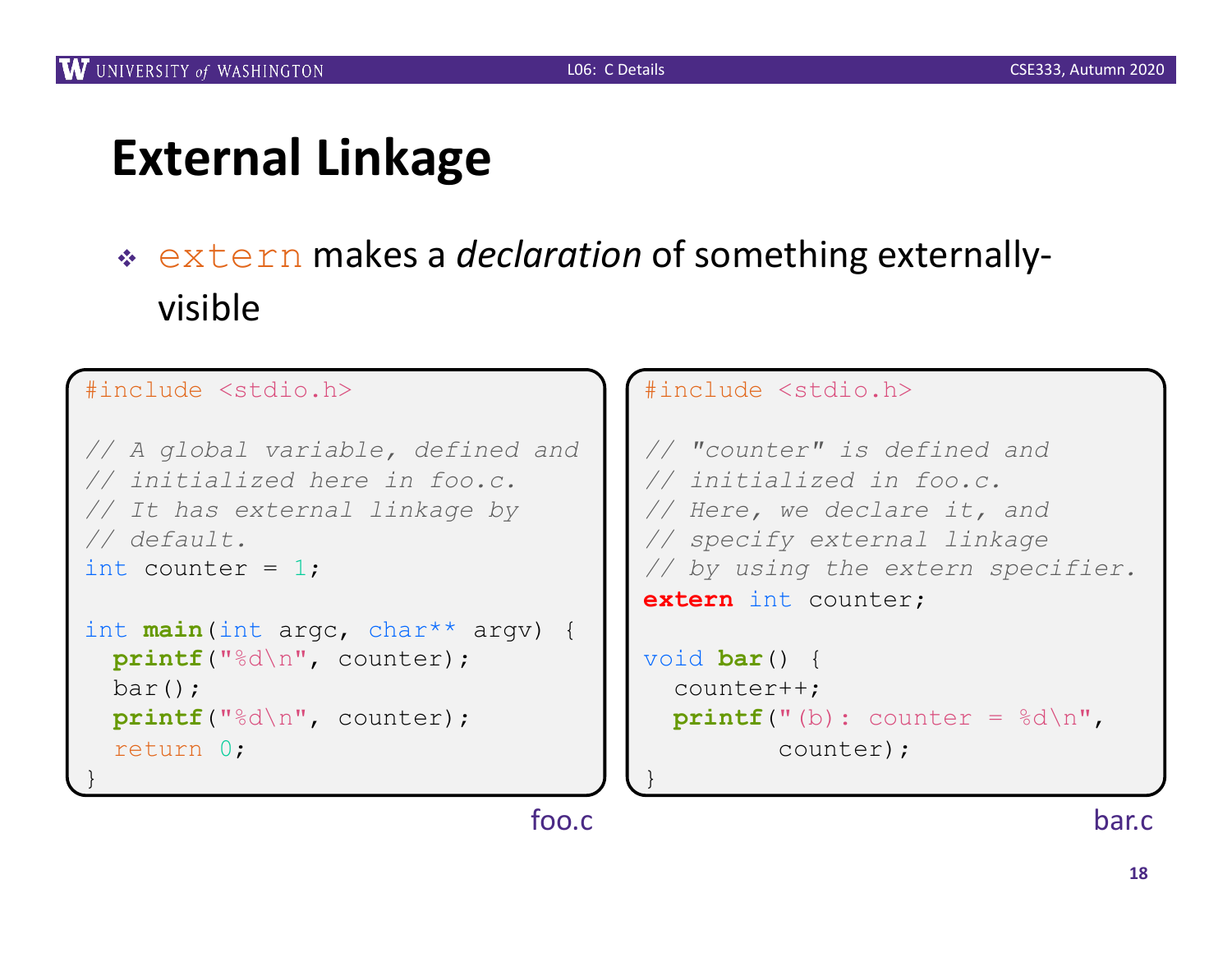# External Linkage

- `extern` makes a *declaration* of something externally-visible

```c
#include <stdio.h>

// A global variable, defined and
// initialized here in foo.c.
// It has external linkage by
// default.
int counter = 1;

int main(int argc, char** argv) {
  printf("%d\n", counter);
  bar();
  printf("%d\n", counter);
  return 0;
}
```

foo.c

```c
#include <stdio.h>

// "counter" is defined and
// initialized in foo.c.
// Here, we declare it, and
// specify external linkage
// by using the extern specifier.
extern int counter;

void bar() {
  counter++;
  printf("(b): counter = %d\n",
         counter);
}
```

bar.c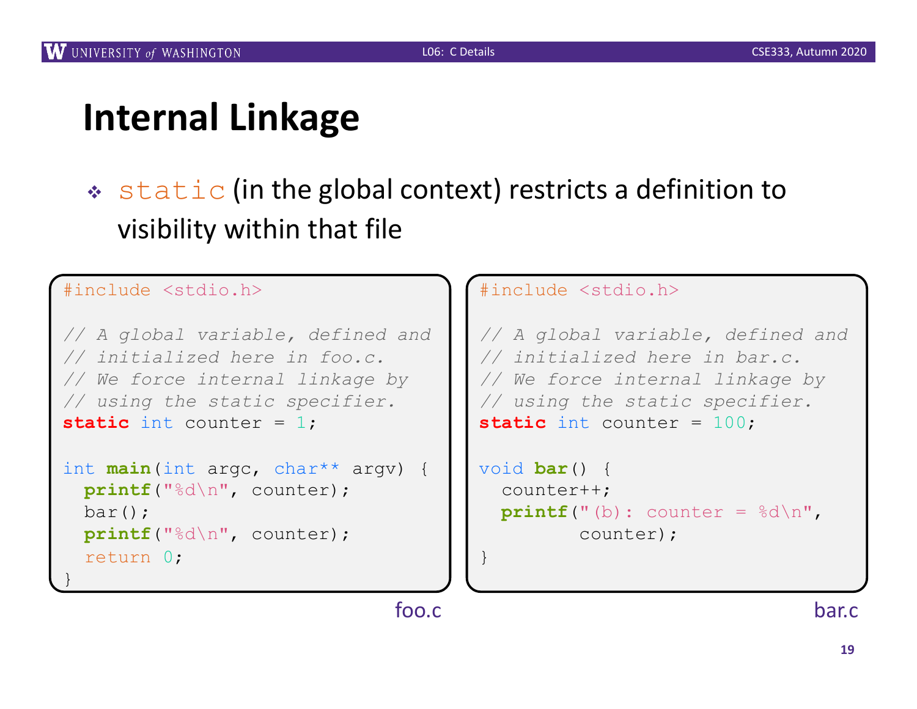# Internal Linkage

- `static` (in the global context) restricts a definition to visibility within that file

```c
#include <stdio.h>

// A global variable, defined and
// initialized here in foo.c.
// We force internal linkage by
// using the static specifier.
static int counter = 1;

int main(int argc, char** argv) {
  printf("%d\n", counter);
  bar();
  printf("%d\n", counter);
  return 0;
}
```

foo.c

```c
#include <stdio.h>

// A global variable, defined and
// initialized here in bar.c.
// We force internal linkage by
// using the static specifier.
static int counter = 100;

void bar() {
  counter++;
  printf("(b): counter = %d\n",
         counter);
}
```

bar.c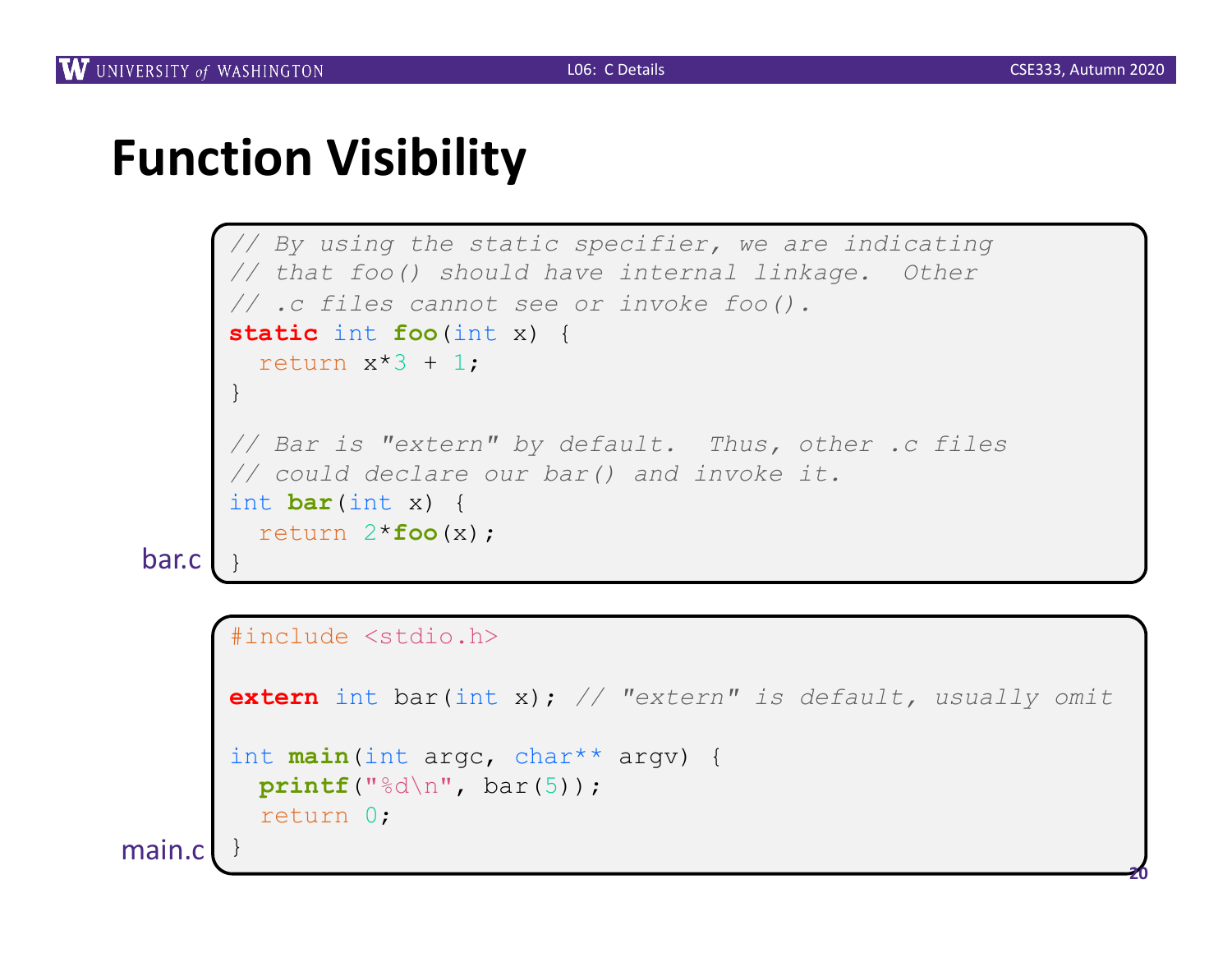# Function Visibility

bar.c

```c
// By using the static specifier, we are indicating
// that foo() should have internal linkage.  Other
// .c files cannot see or invoke foo().
static int foo(int x) {
  return x*3 + 1;
}

// Bar is "extern" by default.  Thus, other .c files
// could declare our bar() and invoke it.
int bar(int x) {
  return 2*foo(x);
}
```

main.c

```c
#include <stdio.h>

extern int bar(int x); // "extern" is default, usually omit

int main(int argc, char** argv) {
  printf("%d\n", bar(5));
  return 0;
}
```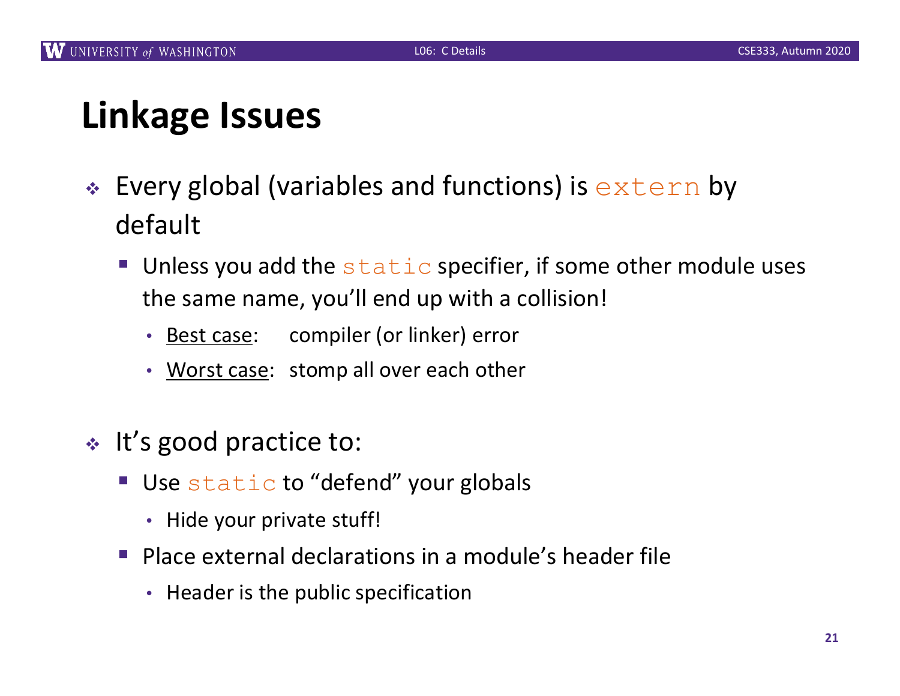# Linkage Issues

- Every global (variables and functions) is `extern` by default
  - Unless you add the `static` specifier, if some other module uses the same name, you'll end up with a collision!
    - Best case: compiler (or linker) error
    - Worst case: stomp all over each other

- It's good practice to:
  - Use `static` to "defend" your globals
    - Hide your private stuff!
  - Place external declarations in a module's header file
    - Header is the public specification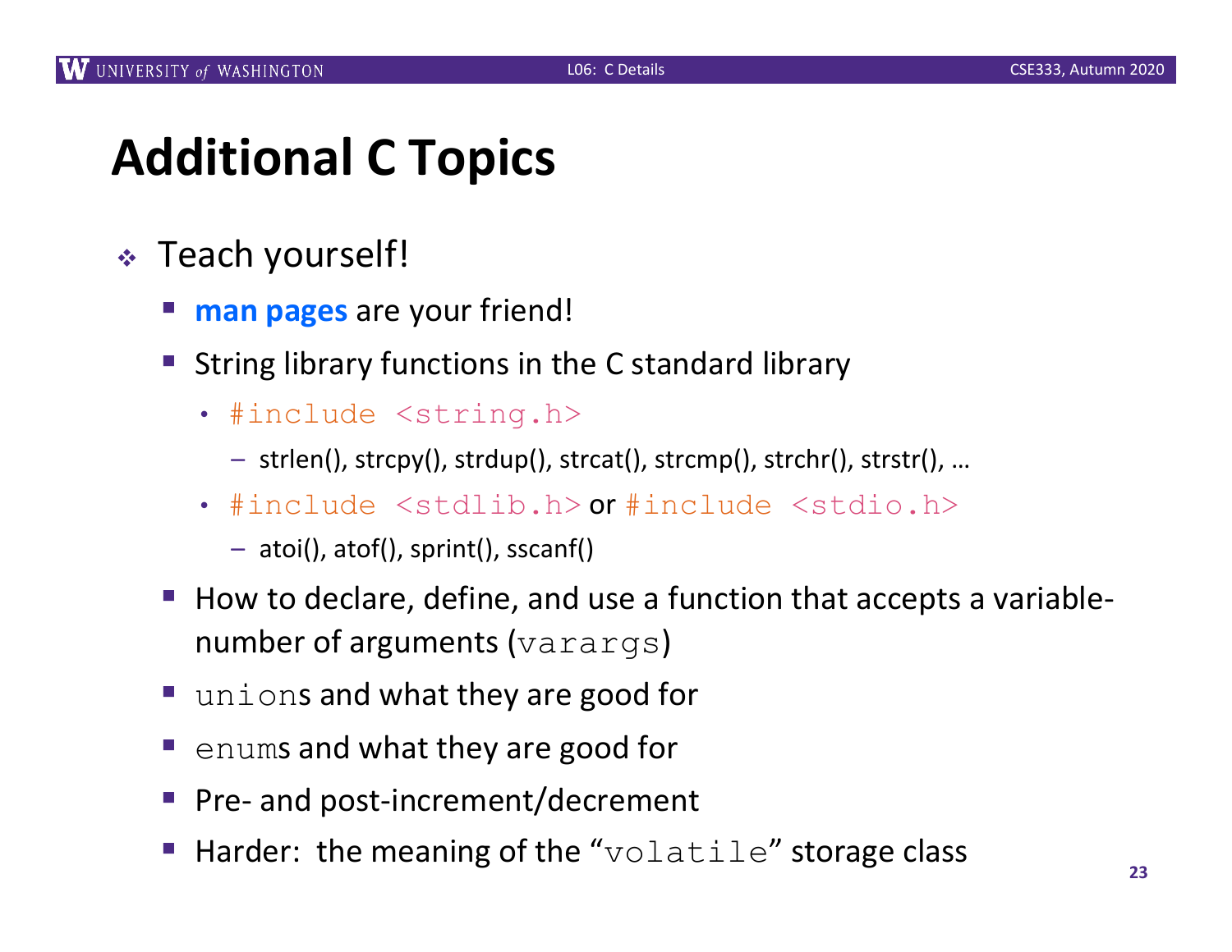# Additional C Topics

- Teach yourself!
  - **man pages** are your friend!
  - String library functions in the C standard library
    - `#include <string.h>`
      - strlen(), strcpy(), strdup(), strcat(), strcmp(), strchr(), strstr(), …
    - `#include <stdlib.h>` or `#include <stdio.h>`
      - atoi(), atof(), sprint(), sscanf()
  - How to declare, define, and use a function that accepts a variable-number of arguments (`varargs`)
  - `union`s and what they are good for
  - `enum`s and what they are good for
  - Pre- and post-increment/decrement
  - Harder: the meaning of the "`volatile`" storage class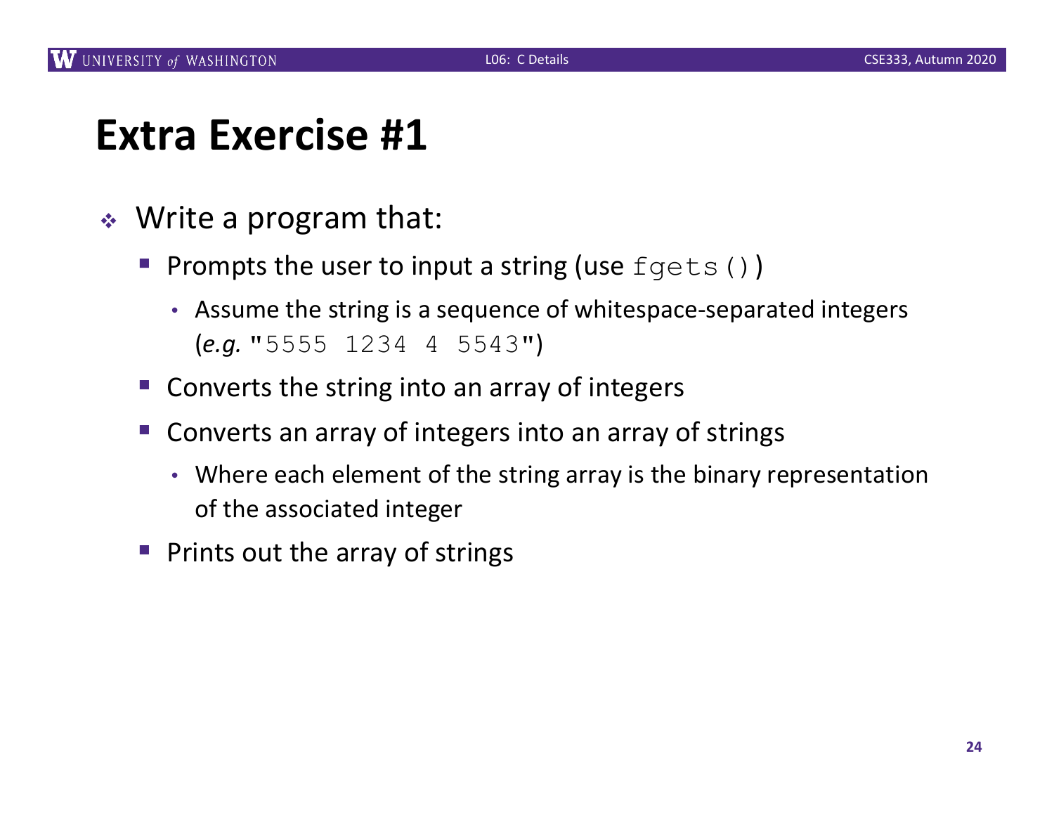# Extra Exercise #1

- Write a program that:
  - Prompts the user to input a string (use `fgets()`)
    - Assume the string is a sequence of whitespace-separated integers (*e.g.* `"5555 1234 4 5543"`)
  - Converts the string into an array of integers
  - Converts an array of integers into an array of strings
    - Where each element of the string array is the binary representation of the associated integer
  - Prints out the array of strings